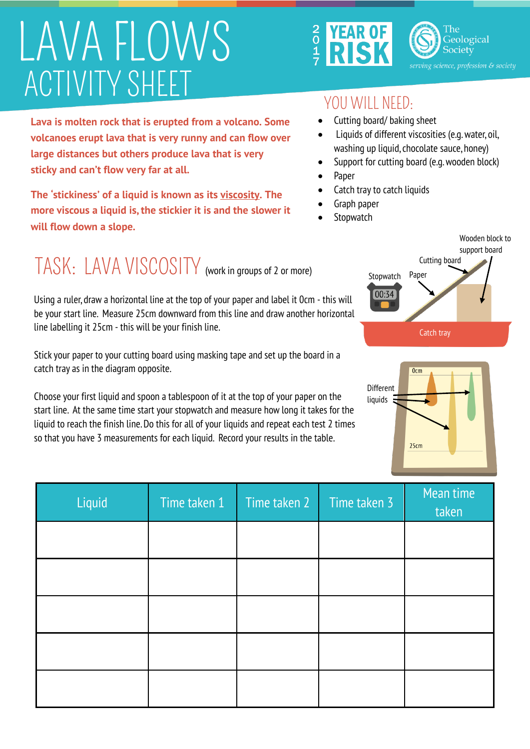# LAVA FLOWS
## ACTIVITY SHEET

2017 YEAR OF RISK

The Geological Society
*serving science, profession & society*

**Lava is molten rock that is erupted from a volcano. Some volcanoes erupt lava that is very runny and can flow over large distances but others produce lava that is very sticky and can't flow very far at all.**

**The 'stickiness' of a liquid is known as its viscosity. The more viscous a liquid is, the stickier it is and the slower it will flow down a slope.**

## YOU WILL NEED:

- Cutting board/ baking sheet
- Liquids of different viscosities (e.g. water, oil, washing up liquid, chocolate sauce, honey)
- Support for cutting board (e.g. wooden block)
- Paper
- Catch tray to catch liquids
- Graph paper
- Stopwatch

## TASK: LAVA VISCOSITY (work in groups of 2 or more)

Using a ruler, draw a horizontal line at the top of your paper and label it 0cm - this will be your start line. Measure 25cm downward from this line and draw another horizontal line labelling it 25cm - this will be your finish line.

Stick your paper to your cutting board using masking tape and set up the board in a catch tray as in the diagram opposite.

Choose your first liquid and spoon a tablespoon of it at the top of your paper on the start line. At the same time start your stopwatch and measure how long it takes for the liquid to reach the finish line. Do this for all of your liquids and repeat each test 2 times so that you have 3 measurements for each liquid. Record your results in the table.

Wooden block to support board

Cutting board

Stopwatch

Paper

00:34

Catch tray

0cm

Different liquids

25cm

| Liquid | Time taken 1 | Time taken 2 | Time taken 3 | Mean time taken |
|---|---|---|---|---|
| | | | | |
| | | | | |
| | | | | |
| | | | | |
| | | | | |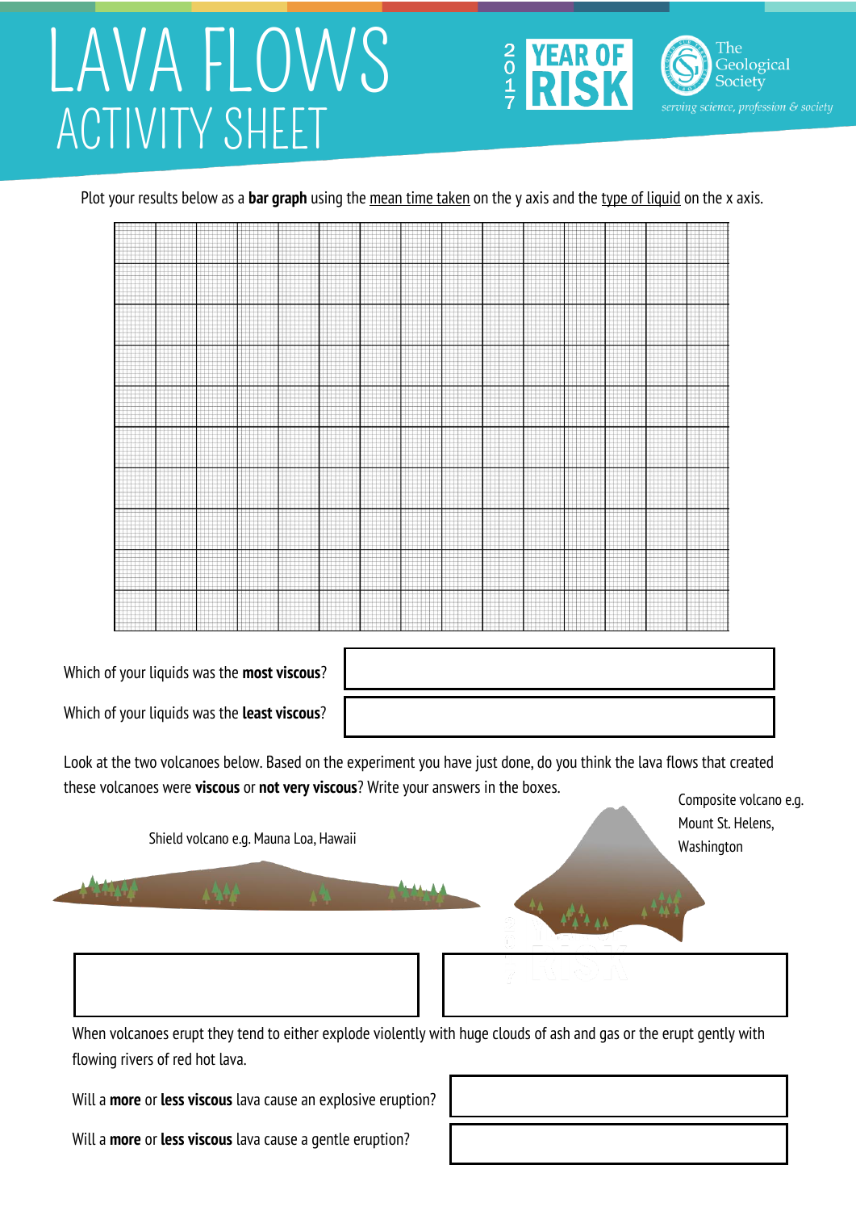# LAVA FLOWS

## ACTIVITY SHEET

2017 YEAR OF RISK

The Geological Society

*serving science, profession & society*

Plot your results below as a **bar graph** using the mean time taken on the y axis and the type of liquid on the x axis.

Which of your liquids was the **most viscous**?

Which of your liquids was the **least viscous**?

Look at the two volcanoes below. Based on the experiment you have just done, do you think the lava flows that created these volcanoes were **viscous** or **not very viscous**? Write your answers in the boxes.

Shield volcano e.g. Mauna Loa, Hawaii

Composite volcano e.g. Mount St. Helens, Washington

When volcanoes erupt they tend to either explode violently with huge clouds of ash and gas or the erupt gently with flowing rivers of red hot lava.

Will a **more** or **less viscous** lava cause an explosive eruption?

Will a **more** or **less viscous** lava cause a gentle eruption?